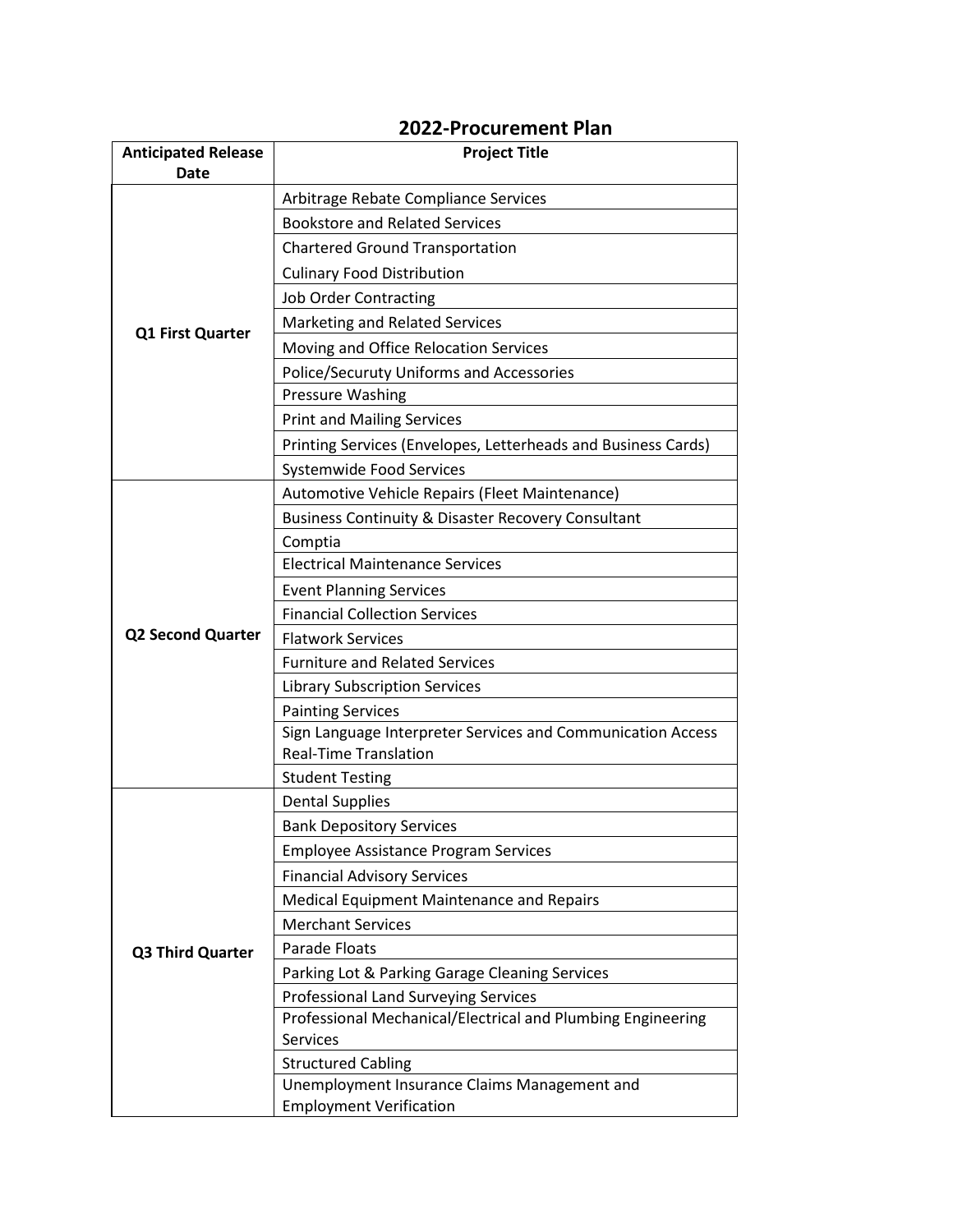# 2022-Procurement Plan

| Anticipated Release Date | Project Title |
|---|---|
| Q1 First Quarter | Arbitrage Rebate Compliance Services |
| | Bookstore and Related Services |
| | Chartered Ground Transportation<br>Culinary Food Distribution |
| | Job Order Contracting |
| | Marketing and Related Services |
| | Moving and Office Relocation Services |
| | Police/Securuty Uniforms and Accessories |
| | Pressure Washing |
| | Print and Mailing Services |
| | Printing Services (Envelopes, Letterheads and Business Cards) |
| | Systemwide Food Services |
| Q2 Second Quarter | Automotive Vehicle Repairs (Fleet Maintenance) |
| | Business Continuity & Disaster Recovery Consultant |
| | Comptia |
| | Electrical Maintenance Services |
| | Event Planning Services |
| | Financial Collection Services |
| | Flatwork Services |
| | Furniture and Related Services |
| | Library Subscription Services |
| | Painting Services |
| | Sign Language Interpreter Services and Communication Access Real-Time Translation |
| | Student Testing |
| Q3 Third Quarter | Dental Supplies |
| | Bank Depository Services |
| | Employee Assistance Program Services |
| | Financial Advisory Services |
| | Medical Equipment Maintenance and Repairs |
| | Merchant Services |
| | Parade Floats |
| | Parking Lot & Parking Garage Cleaning Services |
| | Professional Land Surveying Services |
| | Professional Mechanical/Electrical and Plumbing Engineering Services |
| | Structured Cabling |
| | Unemployment Insurance Claims Management and Employment Verification |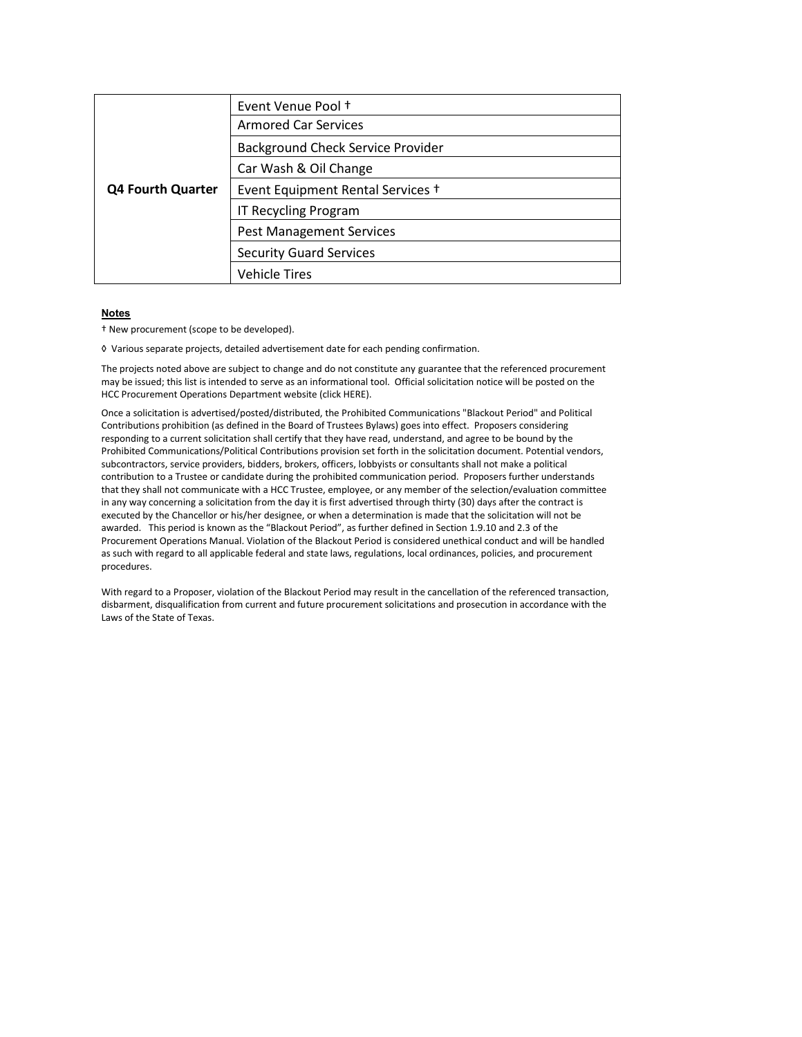| | |
|---|---|
| **Q4 Fourth Quarter** | Event Venue Pool † |
| | Armored Car Services |
| | Background Check Service Provider |
| | Car Wash & Oil Change |
| | Event Equipment Rental Services † |
| | IT Recycling Program |
| | Pest Management Services |
| | Security Guard Services |
| | Vehicle Tires |

**Notes**

† New procurement (scope to be developed).

◊ Various separate projects, detailed advertisement date for each pending confirmation.

The projects noted above are subject to change and do not constitute any guarantee that the referenced procurement may be issued; this list is intended to serve as an informational tool. Official solicitation notice will be posted on the HCC Procurement Operations Department website (click HERE).

Once a solicitation is advertised/posted/distributed, the Prohibited Communications "Blackout Period" and Political Contributions prohibition (as defined in the Board of Trustees Bylaws) goes into effect. Proposers considering responding to a current solicitation shall certify that they have read, understand, and agree to be bound by the Prohibited Communications/Political Contributions provision set forth in the solicitation document. Potential vendors, subcontractors, service providers, bidders, brokers, officers, lobbyists or consultants shall not make a political contribution to a Trustee or candidate during the prohibited communication period. Proposers further understands that they shall not communicate with a HCC Trustee, employee, or any member of the selection/evaluation committee in any way concerning a solicitation from the day it is first advertised through thirty (30) days after the contract is executed by the Chancellor or his/her designee, or when a determination is made that the solicitation will not be awarded. This period is known as the "Blackout Period", as further defined in Section 1.9.10 and 2.3 of the Procurement Operations Manual. Violation of the Blackout Period is considered unethical conduct and will be handled as such with regard to all applicable federal and state laws, regulations, local ordinances, policies, and procurement procedures.

With regard to a Proposer, violation of the Blackout Period may result in the cancellation of the referenced transaction, disbarment, disqualification from current and future procurement solicitations and prosecution in accordance with the Laws of the State of Texas.